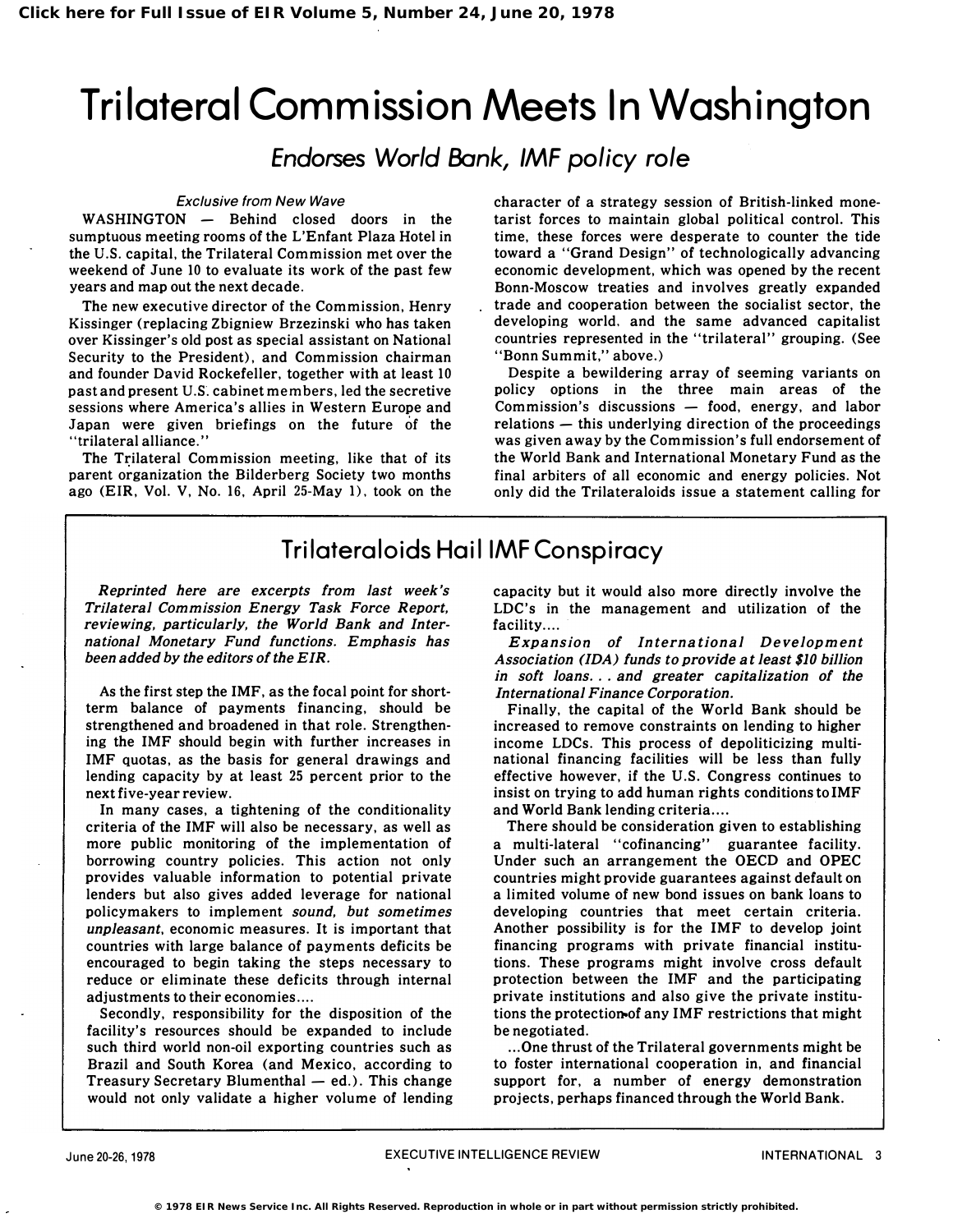# Trilateral Commission Meets In Washington

## *Endorses World Bank, IMF policy role*

*Exclusive from New Wave*

WASHINGTON — Behind closed doors in the sumptuous meeting rooms of the L'Enfant Plaza Hotel in the U.S. capital, the Trilateral Commission met over the weekend of June 10 to evaluate its work of the past few years and map out the next decade.

The new executive director of the Commission, Henry Kissinger (replacing Zbigniew Brzezinski who has taken over Kissinger's old post as special assistant on National Security to the President), and Commission chairman and founder David Rockefeller, together with at least 10 past and present U.S. cabinet members, led the secretive sessions where America's allies in Western Europe and Japan were given briefings on the future of the "trilateral alliance."

The Trilateral Commission meeting, like that of its parent organization the Bilderberg Society two months ago (EIR, Vol. V, No. 16, April 25-May 1), took on the character of a strategy session of British-linked monetarist forces to maintain global political control. This time, these forces were desperate to counter the tide toward a "Grand Design" of technologically advancing economic development, which was opened by the recent Bonn-Moscow treaties and involves greatly expanded trade and cooperation between the socialist sector, the developing world, and the same advanced capitalist countries represented in the "trilateral" grouping. (See "Bonn Summit," above.)

Despite a bewildering array of seeming variants on policy options in the three main areas of the Commission's discussions — food, energy, and labor relations — this underlying direction of the proceedings was given away by the Commission's full endorsement of the World Bank and International Monetary Fund as the final arbiters of all economic and energy policies. Not only did the Trilateraloids issue a statement calling for

## Trilateraloids Hail IMF Conspiracy

*Reprinted here are excerpts from last week's Trilateral Commission Energy Task Force Report, reviewing, particularly, the World Bank and International Monetary Fund functions. Emphasis has been added by the editors of the EIR.*

As the first step the IMF, as the focal point for short-term balance of payments financing, should be strengthened and broadened in that role. Strengthening the IMF should begin with further increases in IMF quotas, as the basis for general drawings and lending capacity by at least 25 percent prior to the next five-year review.

In many cases, a tightening of the conditionality criteria of the IMF will also be necessary, as well as more public monitoring of the implementation of borrowing country policies. This action not only provides valuable information to potential private lenders but also gives added leverage for national policymakers to implement *sound, but sometimes unpleasant*, economic measures. It is important that countries with large balance of payments deficits be encouraged to begin taking the steps necessary to reduce or eliminate these deficits through internal adjustments to their economies....

Secondly, responsibility for the disposition of the facility's resources should be expanded to include such third world non-oil exporting countries such as Brazil and South Korea (and Mexico, according to Treasury Secretary Blumenthal — ed.). This change would not only validate a higher volume of lending capacity but it would also more directly involve the LDC's in the management and utilization of the facility....

*Expansion of International Development Association (IDA) funds to provide at least $10 billion in soft loans... and greater capitalization of the International Finance Corporation.*

Finally, the capital of the World Bank should be increased to remove constraints on lending to higher income LDCs. This process of depoliticizing multinational financing facilities will be less than fully effective however, if the U.S. Congress continues to insist on trying to add human rights conditions to IMF and World Bank lending criteria....

There should be consideration given to establishing a multi-lateral "cofinancing" guarantee facility. Under such an arrangement the OECD and OPEC countries might provide guarantees against default on a limited volume of new bond issues on bank loans to developing countries that meet certain criteria. Another possibility is for the IMF to develop joint financing programs with private financial institutions. These programs might involve cross default protection between the IMF and the participating private institutions and also give the private institutions the protection of any IMF restrictions that might be negotiated.

...One thrust of the Trilateral governments might be to foster international cooperation in, and financial support for, a number of energy demonstration projects, perhaps financed through the World Bank.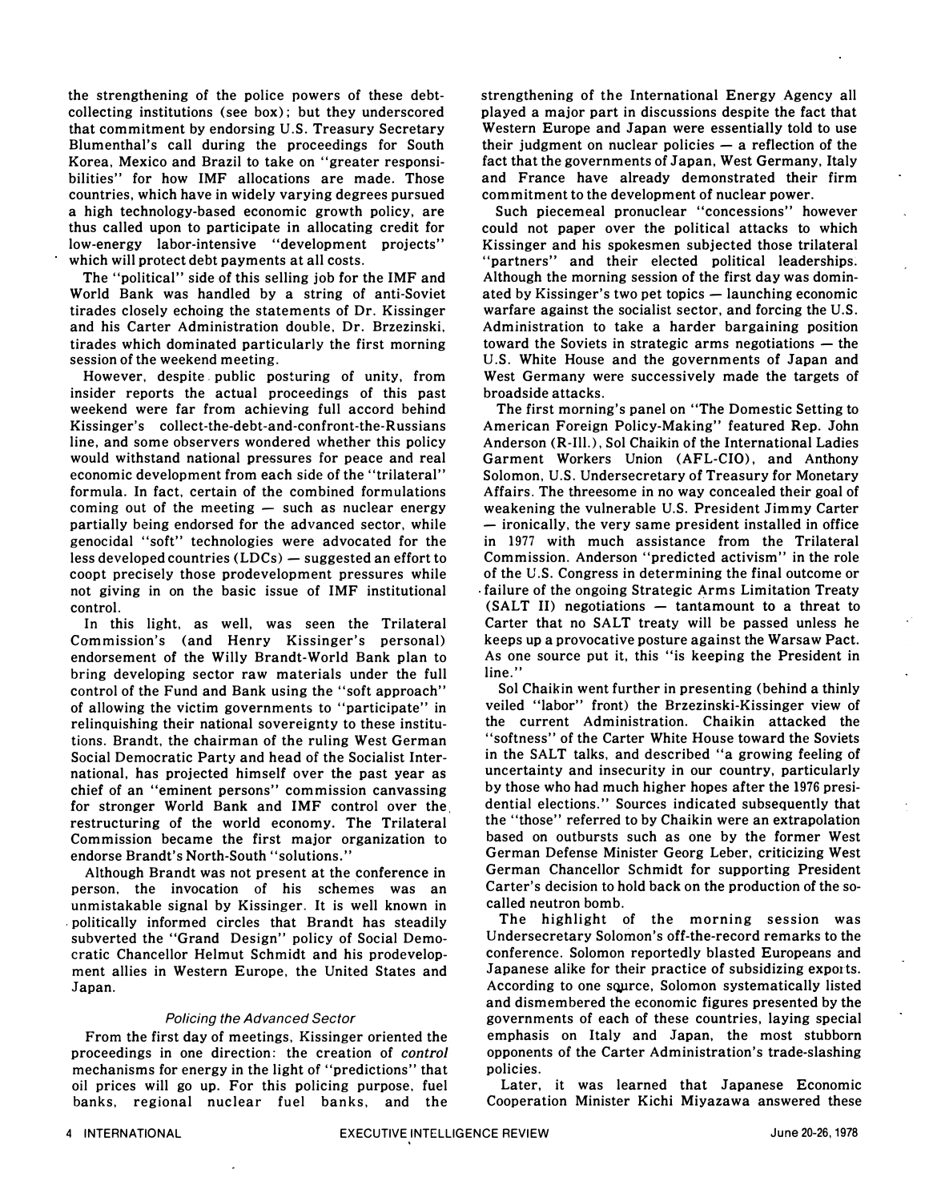the strengthening of the police powers of these debt-collecting institutions (see box); but they underscored that commitment by endorsing U.S. Treasury Secretary Blumenthal's call during the proceedings for South Korea, Mexico and Brazil to take on "greater responsibilities" for how IMF allocations are made. Those countries, which have in widely varying degrees pursued a high technology-based economic growth policy, are thus called upon to participate in allocating credit for low-energy labor-intensive "development projects" which will protect debt payments at all costs.

The "political" side of this selling job for the IMF and World Bank was handled by a string of anti-Soviet tirades closely echoing the statements of Dr. Kissinger and his Carter Administration double, Dr. Brzezinski, tirades which dominated particularly the first morning session of the weekend meeting.

However, despite public posturing of unity, from insider reports the actual proceedings of this past weekend were far from achieving full accord behind Kissinger's collect-the-debt-and-confront-the-Russians line, and some observers wondered whether this policy would withstand national pressures for peace and real economic development from each side of the "trilateral" formula. In fact, certain of the combined formulations coming out of the meeting — such as nuclear energy partially being endorsed for the advanced sector, while genocidal "soft" technologies were advocated for the less developed countries (LDCs) — suggested an effort to coopt precisely those prodevelopment pressures while not giving in on the basic issue of IMF institutional control.

In this light, as well, was seen the Trilateral Commission's (and Henry Kissinger's personal) endorsement of the Willy Brandt-World Bank plan to bring developing sector raw materials under the full control of the Fund and Bank using the "soft approach" of allowing the victim governments to "participate" in relinquishing their national sovereignty to these institutions. Brandt, the chairman of the ruling West German Social Democratic Party and head of the Socialist International, has projected himself over the past year as chief of an "eminent persons" commission canvassing for stronger World Bank and IMF control over the restructuring of the world economy. The Trilateral Commission became the first major organization to endorse Brandt's North-South "solutions."

Although Brandt was not present at the conference in person, the invocation of his schemes was an unmistakable signal by Kissinger. It is well known in politically informed circles that Brandt has steadily subverted the "Grand Design" policy of Social Democratic Chancellor Helmut Schmidt and his prodevelopment allies in Western Europe, the United States and Japan.

### *Policing the Advanced Sector*

From the first day of meetings, Kissinger oriented the proceedings in one direction: the creation of *control* mechanisms for energy in the light of "predictions" that oil prices will go up. For this policing purpose, fuel banks, regional nuclear fuel banks, and the strengthening of the International Energy Agency all played a major part in discussions despite the fact that Western Europe and Japan were essentially told to use their judgment on nuclear policies — a reflection of the fact that the governments of Japan, West Germany, Italy and France have already demonstrated their firm commitment to the development of nuclear power.

Such piecemeal pronuclear "concessions" however could not paper over the political attacks to which Kissinger and his spokesmen subjected those trilateral "partners" and their elected political leaderships. Although the morning session of the first day was dominated by Kissinger's two pet topics — launching economic warfare against the socialist sector, and forcing the U.S. Administration to take a harder bargaining position toward the Soviets in strategic arms negotiations — the U.S. White House and the governments of Japan and West Germany were successively made the targets of broadside attacks.

The first morning's panel on "The Domestic Setting to American Foreign Policy-Making" featured Rep. John Anderson (R-Ill.), Sol Chaikin of the International Ladies Garment Workers Union (AFL-CIO), and Anthony Solomon, U.S. Undersecretary of Treasury for Monetary Affairs. The threesome in no way concealed their goal of weakening the vulnerable U.S. President Jimmy Carter — ironically, the very same president installed in office in 1977 with much assistance from the Trilateral Commission. Anderson "predicted activism" in the role of the U.S. Congress in determining the final outcome or failure of the ongoing Strategic Arms Limitation Treaty (SALT II) negotiations — tantamount to a threat to Carter that no SALT treaty will be passed unless he keeps up a provocative posture against the Warsaw Pact. As one source put it, this "is keeping the President in line."

Sol Chaikin went further in presenting (behind a thinly veiled "labor" front) the Brzezinski-Kissinger view of the current Administration. Chaikin attacked the "softness" of the Carter White House toward the Soviets in the SALT talks, and described "a growing feeling of uncertainty and insecurity in our country, particularly by those who had much higher hopes after the 1976 presidential elections." Sources indicated subsequently that the "those" referred to by Chaikin were an extrapolation based on outbursts such as one by the former West German Defense Minister Georg Leber, criticizing West German Chancellor Schmidt for supporting President Carter's decision to hold back on the production of the so-called neutron bomb.

The highlight of the morning session was Undersecretary Solomon's off-the-record remarks to the conference. Solomon reportedly blasted Europeans and Japanese alike for their practice of subsidizing exports. According to one source, Solomon systematically listed and dismembered the economic figures presented by the governments of each of these countries, laying special emphasis on Italy and Japan, the most stubborn opponents of the Carter Administration's trade-slashing policies.

Later, it was learned that Japanese Economic Cooperation Minister Kichi Miyazawa answered these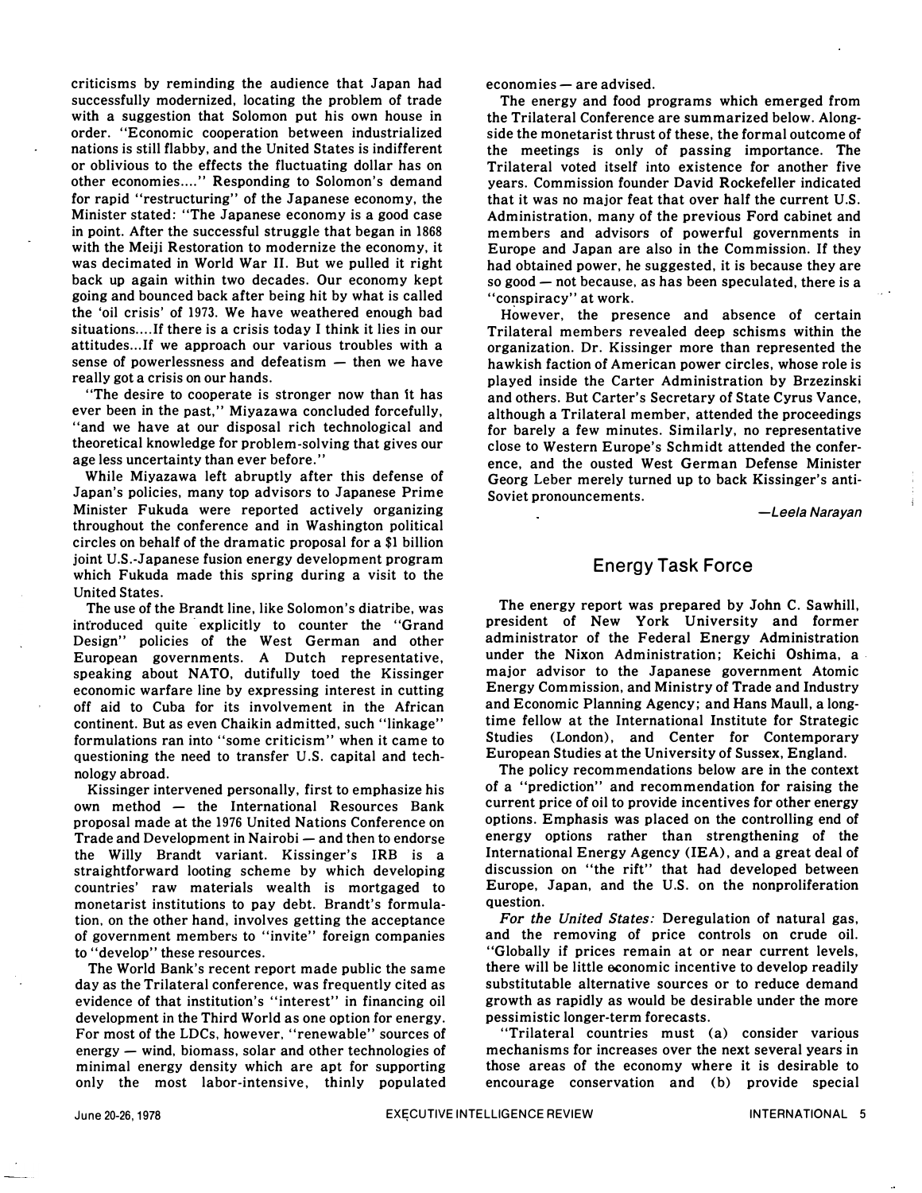criticisms by reminding the audience that Japan had successfully modernized, locating the problem of trade with a suggestion that Solomon put his own house in order. "Economic cooperation between industrialized nations is still flabby, and the United States is indifferent or oblivious to the effects the fluctuating dollar has on other economies...." Responding to Solomon's demand for rapid "restructuring" of the Japanese economy, the Minister stated: "The Japanese economy is a good case in point. After the successful struggle that began in 1868 with the Meiji Restoration to modernize the economy, it was decimated in World War II. But we pulled it right back up again within two decades. Our economy kept going and bounced back after being hit by what is called the 'oil crisis' of 1973. We have weathered enough bad situations....If there is a crisis today I think it lies in our attitudes...If we approach our various troubles with a sense of powerlessness and defeatism — then we have really got a crisis on our hands.

"The desire to cooperate is stronger now than it has ever been in the past," Miyazawa concluded forcefully, "and we have at our disposal rich technological and theoretical knowledge for problem-solving that gives our age less uncertainty than ever before."

While Miyazawa left abruptly after this defense of Japan's policies, many top advisors to Japanese Prime Minister Fukuda were reported actively organizing throughout the conference and in Washington political circles on behalf of the dramatic proposal for a $1 billion joint U.S.-Japanese fusion energy development program which Fukuda made this spring during a visit to the United States.

The use of the Brandt line, like Solomon's diatribe, was introduced quite explicitly to counter the "Grand Design" policies of the West German and other European governments. A Dutch representative, speaking about NATO, dutifully toed the Kissinger economic warfare line by expressing interest in cutting off aid to Cuba for its involvement in the African continent. But as even Chaikin admitted, such "linkage" formulations ran into "some criticism" when it came to questioning the need to transfer U.S. capital and technology abroad.

Kissinger intervened personally, first to emphasize his own method — the International Resources Bank proposal made at the 1976 United Nations Conference on Trade and Development in Nairobi — and then to endorse the Willy Brandt variant. Kissinger's IRB is a straightforward looting scheme by which developing countries' raw materials wealth is mortgaged to monetarist institutions to pay debt. Brandt's formulation, on the other hand, involves getting the acceptance of government members to "invite" foreign companies to "develop" these resources.

The World Bank's recent report made public the same day as the Trilateral conference, was frequently cited as evidence of that institution's "interest" in financing oil development in the Third World as one option for energy. For most of the LDCs, however, "renewable" sources of energy — wind, biomass, solar and other technologies of minimal energy density which are apt for supporting only the most labor-intensive, thinly populated economies — are advised.

The energy and food programs which emerged from the Trilateral Conference are summarized below. Alongside the monetarist thrust of these, the formal outcome of the meetings is only of passing importance. The Trilateral voted itself into existence for another five years. Commission founder David Rockefeller indicated that it was no major feat that over half the current U.S. Administration, many of the previous Ford cabinet and members and advisors of powerful governments in Europe and Japan are also in the Commission. If they had obtained power, he suggested, it is because they are so good — not because, as has been speculated, there is a "conspiracy" at work.

However, the presence and absence of certain Trilateral members revealed deep schisms within the organization. Dr. Kissinger more than represented the hawkish faction of American power circles, whose role is played inside the Carter Administration by Brzezinski and others. But Carter's Secretary of State Cyrus Vance, although a Trilateral member, attended the proceedings for barely a few minutes. Similarly, no representative close to Western Europe's Schmidt attended the conference, and the ousted West German Defense Minister Georg Leber merely turned up to back Kissinger's anti-Soviet pronouncements.

*—Leela Narayan*

## Energy Task Force

The energy report was prepared by John C. Sawhill, president of New York University and former administrator of the Federal Energy Administration under the Nixon Administration; Keichi Oshima, a major advisor to the Japanese government Atomic Energy Commission, and Ministry of Trade and Industry and Economic Planning Agency; and Hans Maull, a longtime fellow at the International Institute for Strategic Studies (London), and Center for Contemporary European Studies at the University of Sussex, England.

The policy recommendations below are in the context of a "prediction" and recommendation for raising the current price of oil to provide incentives for other energy options. Emphasis was placed on the controlling end of energy options rather than strengthening of the International Energy Agency (IEA), and a great deal of discussion on "the rift" that had developed between Europe, Japan, and the U.S. on the nonproliferation question.

*For the United States:* Deregulation of natural gas, and the removing of price controls on crude oil. "Globally if prices remain at or near current levels, there will be little economic incentive to develop readily substitutable alternative sources or to reduce demand growth as rapidly as would be desirable under the more pessimistic longer-term forecasts.

"Trilateral countries must (a) consider various mechanisms for increases over the next several years in those areas of the economy where it is desirable to encourage conservation and (b) provide special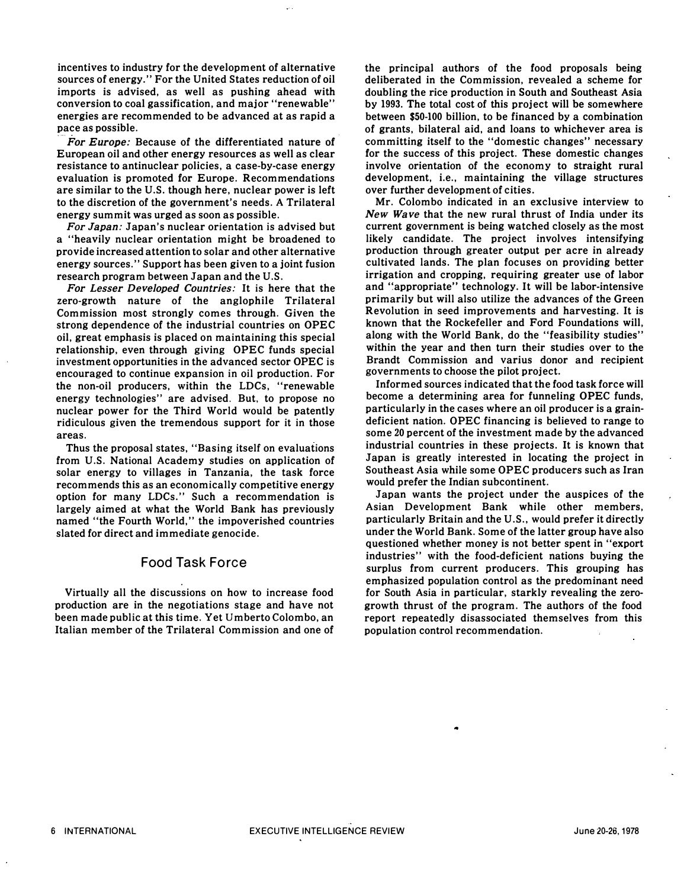incentives to industry for the development of alternative sources of energy." For the United States reduction of oil imports is advised, as well as pushing ahead with conversion to coal gassification, and major "renewable" energies are recommended to be advanced at as rapid a pace as possible.

*For Europe:* Because of the differentiated nature of European oil and other energy resources as well as clear resistance to antinuclear policies, a case-by-case energy evaluation is promoted for Europe. Recommendations are similar to the U.S. though here, nuclear power is left to the discretion of the government's needs. A Trilateral energy summit was urged as soon as possible.

*For Japan:* Japan's nuclear orientation is advised but a "heavily nuclear orientation might be broadened to provide increased attention to solar and other alternative energy sources." Support has been given to a joint fusion research program between Japan and the U.S.

*For Lesser Developed Countries:* It is here that the zero-growth nature of the anglophile Trilateral Commission most strongly comes through. Given the strong dependence of the industrial countries on OPEC oil, great emphasis is placed on maintaining this special relationship, even through giving OPEC funds special investment opportunities in the advanced sector OPEC is encouraged to continue expansion in oil production. For the non-oil producers, within the LDCs, "renewable energy technologies" are advised. But, to propose no nuclear power for the Third World would be patently ridiculous given the tremendous support for it in those areas.

Thus the proposal states, "Basing itself on evaluations from U.S. National Academy studies on application of solar energy to villages in Tanzania, the task force recommends this as an economically competitive energy option for many LDCs." Such a recommendation is largely aimed at what the World Bank has previously named "the Fourth World," the impoverished countries slated for direct and immediate genocide.

## Food Task Force

Virtually all the discussions on how to increase food production are in the negotiations stage and have not been made public at this time. Yet Umberto Colombo, an Italian member of the Trilateral Commission and one of the principal authors of the food proposals being deliberated in the Commission, revealed a scheme for doubling the rice production in South and Southeast Asia by 1993. The total cost of this project will be somewhere between $50-100 billion, to be financed by a combination of grants, bilateral aid, and loans to whichever area is committing itself to the "domestic changes" necessary for the success of this project. These domestic changes involve orientation of the economy to straight rural development, i.e., maintaining the village structures over further development of cities.

Mr. Colombo indicated in an exclusive interview to *New Wave* that the new rural thrust of India under its current government is being watched closely as the most likely candidate. The project involves intensifying production through greater output per acre in already cultivated lands. The plan focuses on providing better irrigation and cropping, requiring greater use of labor and "appropriate" technology. It will be labor-intensive primarily but will also utilize the advances of the Green Revolution in seed improvements and harvesting. It is known that the Rockefeller and Ford Foundations will, along with the World Bank, do the "feasibility studies" within the year and then turn their studies over to the Brandt Commission and varius donor and recipient governments to choose the pilot project.

Informed sources indicated that the food task force will become a determining area for funneling OPEC funds, particularly in the cases where an oil producer is a grain-deficient nation. OPEC financing is believed to range to some 20 percent of the investment made by the advanced industrial countries in these projects. It is known that Japan is greatly interested in locating the project in Southeast Asia while some OPEC producers such as Iran would prefer the Indian subcontinent.

Japan wants the project under the auspices of the Asian Development Bank while other members, particularly Britain and the U.S., would prefer it directly under the World Bank. Some of the latter group have also questioned whether money is not better spent in "export industries" with the food-deficient nations buying the surplus from current producers. This grouping has emphasized population control as the predominant need for South Asia in particular, starkly revealing the zero-growth thrust of the program. The authors of the food report repeatedly disassociated themselves from this population control recommendation.